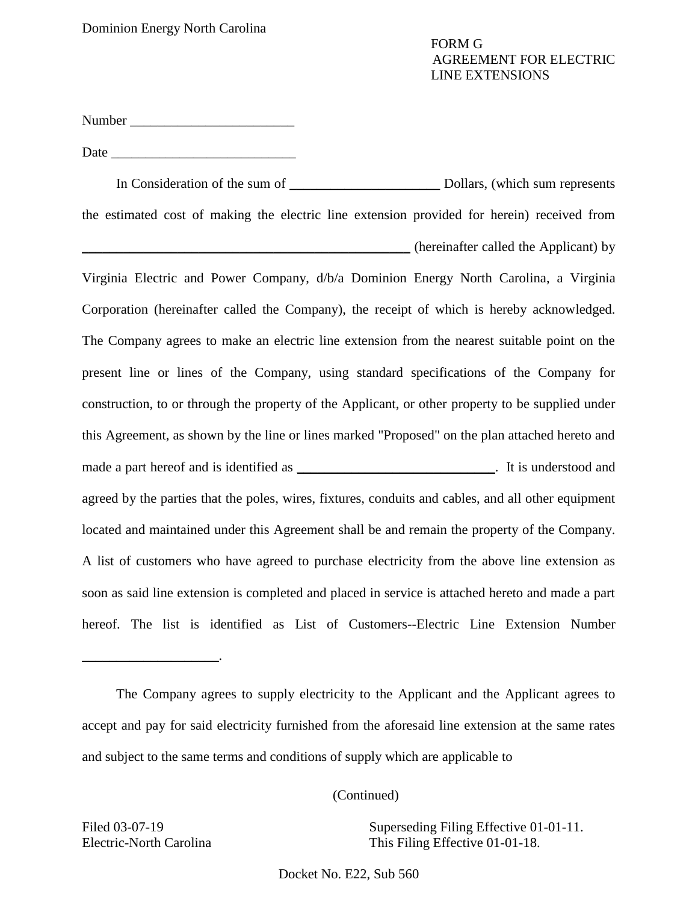Dominion Energy North Carolina

FORM G
AGREEMENT FOR ELECTRIC
LINE EXTENSIONS

Number ________________________

Date ___________________________

In Consideration of the sum of ______________________ Dollars, (which sum represents the estimated cost of making the electric line extension provided for herein) received from _________________________________________________ (hereinafter called the Applicant) by Virginia Electric and Power Company, d/b/a Dominion Energy North Carolina, a Virginia Corporation (hereinafter called the Company), the receipt of which is hereby acknowledged. The Company agrees to make an electric line extension from the nearest suitable point on the present line or lines of the Company, using standard specifications of the Company for construction, to or through the property of the Applicant, or other property to be supplied under this Agreement, as shown by the line or lines marked "Proposed" on the plan attached hereto and made a part hereof and is identified as _____________________________. It is understood and agreed by the parties that the poles, wires, fixtures, conduits and cables, and all other equipment located and maintained under this Agreement shall be and remain the property of the Company. A list of customers who have agreed to purchase electricity from the above line extension as soon as said line extension is completed and placed in service is attached hereto and made a part hereof. The list is identified as List of Customers--Electric Line Extension Number ____________________.

The Company agrees to supply electricity to the Applicant and the Applicant agrees to accept and pay for said electricity furnished from the aforesaid line extension at the same rates and subject to the same terms and conditions of supply which are applicable to

(Continued)

Filed 03-07-19
Electric-North Carolina

Superseding Filing Effective 01-01-11.
This Filing Effective 01-01-18.

Docket No. E22, Sub 560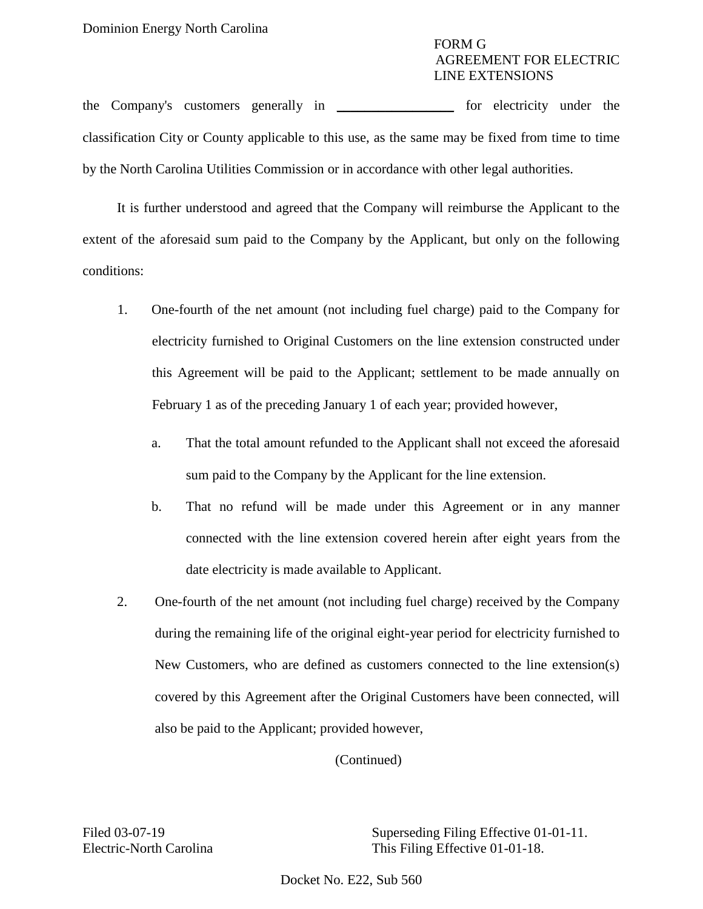the Company's customers generally in _________________ for electricity under the classification City or County applicable to this use, as the same may be fixed from time to time by the North Carolina Utilities Commission or in accordance with other legal authorities.

It is further understood and agreed that the Company will reimburse the Applicant to the extent of the aforesaid sum paid to the Company by the Applicant, but only on the following conditions:

1. One-fourth of the net amount (not including fuel charge) paid to the Company for electricity furnished to Original Customers on the line extension constructed under this Agreement will be paid to the Applicant; settlement to be made annually on February 1 as of the preceding January 1 of each year; provided however,

   a. That the total amount refunded to the Applicant shall not exceed the aforesaid sum paid to the Company by the Applicant for the line extension.

   b. That no refund will be made under this Agreement or in any manner connected with the line extension covered herein after eight years from the date electricity is made available to Applicant.

2. One-fourth of the net amount (not including fuel charge) received by the Company during the remaining life of the original eight-year period for electricity furnished to New Customers, who are defined as customers connected to the line extension(s) covered by this Agreement after the Original Customers have been connected, will also be paid to the Applicant; provided however,

(Continued)

Filed 03-07-19
Electric-North Carolina

Superseding Filing Effective 01-01-11.
This Filing Effective 01-01-18.

Docket No. E22, Sub 560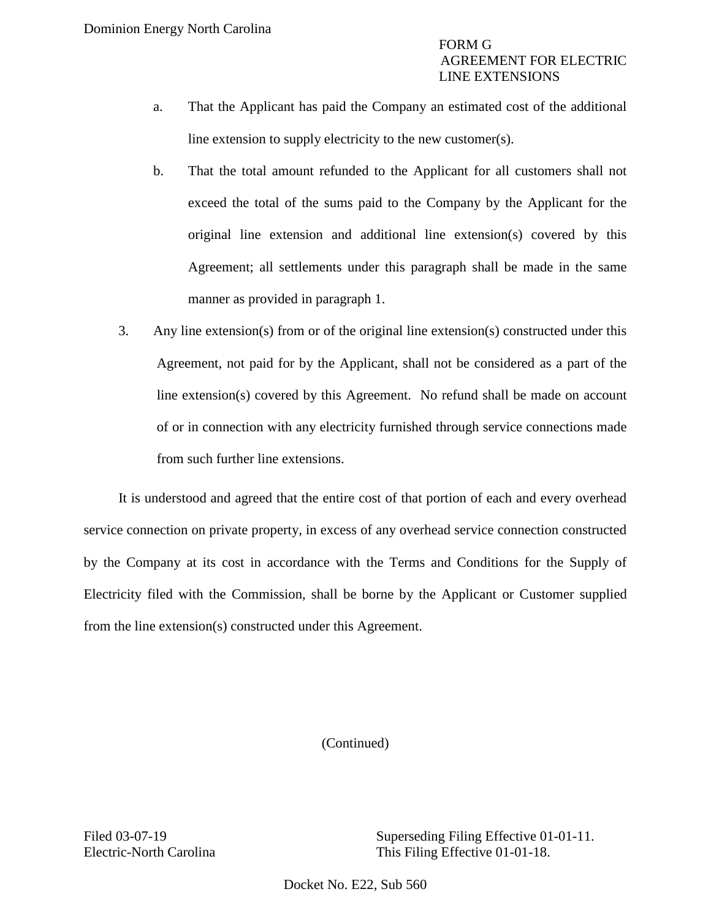a. That the Applicant has paid the Company an estimated cost of the additional line extension to supply electricity to the new customer(s).

b. That the total amount refunded to the Applicant for all customers shall not exceed the total of the sums paid to the Company by the Applicant for the original line extension and additional line extension(s) covered by this Agreement; all settlements under this paragraph shall be made in the same manner as provided in paragraph 1.

3. Any line extension(s) from or of the original line extension(s) constructed under this Agreement, not paid for by the Applicant, shall not be considered as a part of the line extension(s) covered by this Agreement. No refund shall be made on account of or in connection with any electricity furnished through service connections made from such further line extensions.

It is understood and agreed that the entire cost of that portion of each and every overhead service connection on private property, in excess of any overhead service connection constructed by the Company at its cost in accordance with the Terms and Conditions for the Supply of Electricity filed with the Commission, shall be borne by the Applicant or Customer supplied from the line extension(s) constructed under this Agreement.

(Continued)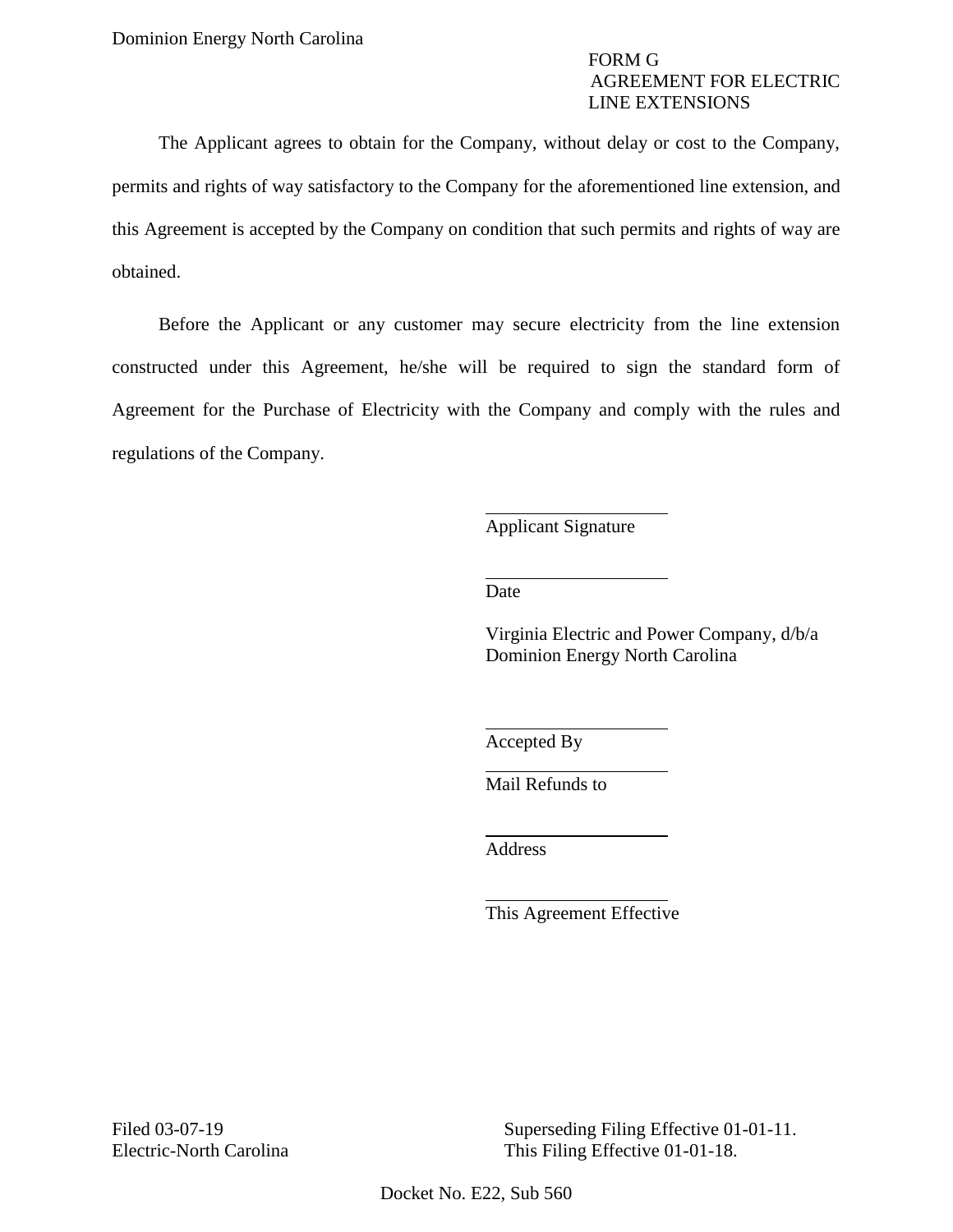FORM G
AGREEMENT FOR ELECTRIC LINE EXTENSIONS

The Applicant agrees to obtain for the Company, without delay or cost to the Company, permits and rights of way satisfactory to the Company for the aforementioned line extension, and this Agreement is accepted by the Company on condition that such permits and rights of way are obtained.

Before the Applicant or any customer may secure electricity from the line extension constructed under this Agreement, he/she will be required to sign the standard form of Agreement for the Purchase of Electricity with the Company and comply with the rules and regulations of the Company.

\_\_\_\_\_\_\_\_\_\_\_\_\_\_\_\_\_\_\_\_
Applicant Signature

\_\_\_\_\_\_\_\_\_\_\_\_\_\_\_\_\_\_\_\_
Date

Virginia Electric and Power Company, d/b/a Dominion Energy North Carolina

\_\_\_\_\_\_\_\_\_\_\_\_\_\_\_\_\_\_\_\_
Accepted By

\_\_\_\_\_\_\_\_\_\_\_\_\_\_\_\_\_\_\_\_
Mail Refunds to

\_\_\_\_\_\_\_\_\_\_\_\_\_\_\_\_\_\_\_\_
Address

\_\_\_\_\_\_\_\_\_\_\_\_\_\_\_\_\_\_\_\_
This Agreement Effective

Filed 03-07-19
Electric-North Carolina

Superseding Filing Effective 01-01-11.
This Filing Effective 01-01-18.

Docket No. E22, Sub 560